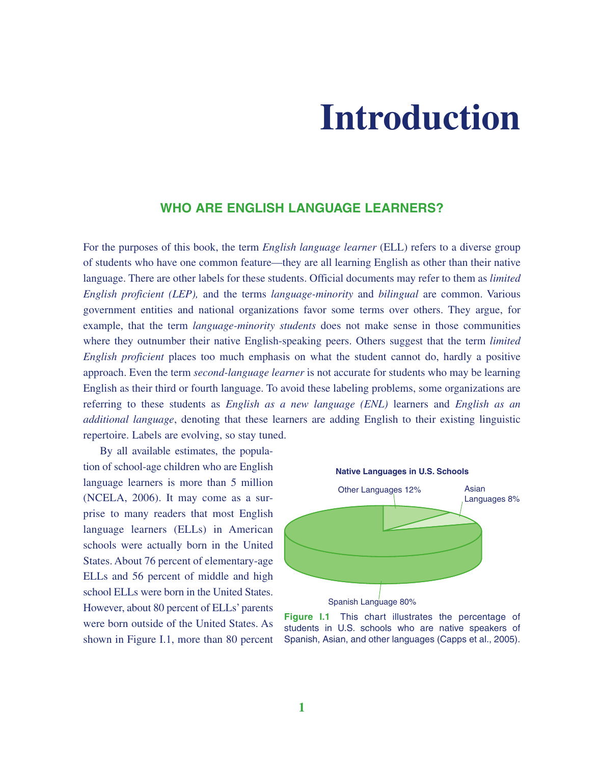# Introduction

## WHO ARE ENGLISH LANGUAGE LEARNERS?

For the purposes of this book, the term *English language learner* (ELL) refers to a diverse group of students who have one common feature—they are all learning English as other than their native language. There are other labels for these students. Official documents may refer to them as *limited English proficient (LEP),* and the terms *language-minority* and *bilingual* are common. Various government entities and national organizations favor some terms over others. They argue, for example, that the term *language-minority students* does not make sense in those communities where they outnumber their native English-speaking peers. Others suggest that the term *limited English proficient* places too much emphasis on what the student cannot do, hardly a positive approach. Even the term *second-language learner* is not accurate for students who may be learning English as their third or fourth language. To avoid these labeling problems, some organizations are referring to these students as *English as a new language (ENL)* learners and *English as an additional language*, denoting that these learners are adding English to their existing linguistic repertoire. Labels are evolving, so stay tuned.

By all available estimates, the population of school-age children who are English language learners is more than 5 million (NCELA, 2006). It may come as a surprise to many readers that most English language learners (ELLs) in American schools were actually born in the United States. About 76 percent of elementary-age ELLs and 56 percent of middle and high school ELLs were born in the United States. However, about 80 percent of ELLs' parents were born outside of the United States. As shown in Figure I.1, more than 80 percent

**Native Languages in U.S. Schools**

Other Languages 12%

Asian Languages 8%

Spanish Language 80%

**Figure I.1** This chart illustrates the percentage of students in U.S. schools who are native speakers of Spanish, Asian, and other languages (Capps et al., 2005).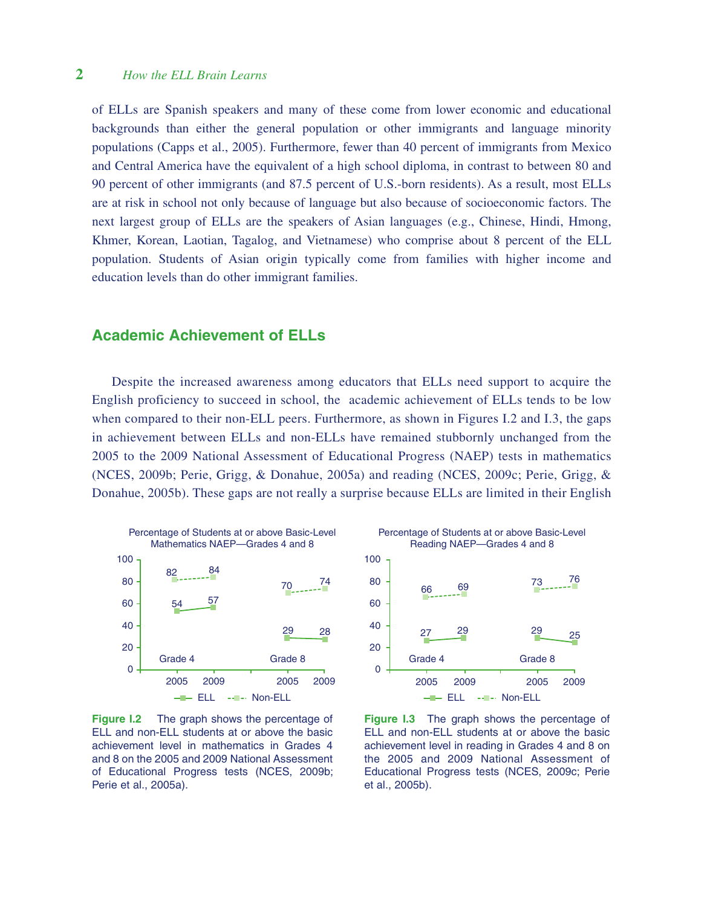of ELLs are Spanish speakers and many of these come from lower economic and educational backgrounds than either the general population or other immigrants and language minority populations (Capps et al., 2005). Furthermore, fewer than 40 percent of immigrants from Mexico and Central America have the equivalent of a high school diploma, in contrast to between 80 and 90 percent of other immigrants (and 87.5 percent of U.S.-born residents). As a result, most ELLs are at risk in school not only because of language but also because of socioeconomic factors. The next largest group of ELLs are the speakers of Asian languages (e.g., Chinese, Hindi, Hmong, Khmer, Korean, Laotian, Tagalog, and Vietnamese) who comprise about 8 percent of the ELL population. Students of Asian origin typically come from families with higher income and education levels than do other immigrant families.

## Academic Achievement of ELLs

Despite the increased awareness among educators that ELLs need support to acquire the English proficiency to succeed in school, the academic achievement of ELLs tends to be low when compared to their non-ELL peers. Furthermore, as shown in Figures I.2 and I.3, the gaps in achievement between ELLs and non-ELLs have remained stubbornly unchanged from the 2005 to the 2009 National Assessment of Educational Progress (NAEP) tests in mathematics (NCES, 2009b; Perie, Grigg, & Donahue, 2005a) and reading (NCES, 2009c; Perie, Grigg, & Donahue, 2005b). These gaps are not really a surprise because ELLs are limited in their English

Percentage of Students at or above Basic-Level Mathematics NAEP—Grades 4 and 8

| | Grade 4 2005 | Grade 4 2009 | Grade 8 2005 | Grade 8 2009 |
|---|---|---|---|---|
| ELL | 54 | 57 | 29 | 28 |
| Non-ELL | 82 | 84 | 70 | 74 |

**Figure I.2** The graph shows the percentage of ELL and non-ELL students at or above the basic achievement level in mathematics in Grades 4 and 8 on the 2005 and 2009 National Assessment of Educational Progress tests (NCES, 2009b; Perie et al., 2005a).

Percentage of Students at or above Basic-Level Reading NAEP—Grades 4 and 8

| | Grade 4 2005 | Grade 4 2009 | Grade 8 2005 | Grade 8 2009 |
|---|---|---|---|---|
| ELL | 27 | 29 | 29 | 25 |
| Non-ELL | 66 | 69 | 73 | 76 |

**Figure I.3** The graph shows the percentage of ELL and non-ELL students at or above the basic achievement level in reading in Grades 4 and 8 on the 2005 and 2009 National Assessment of Educational Progress tests (NCES, 2009c; Perie et al., 2005b).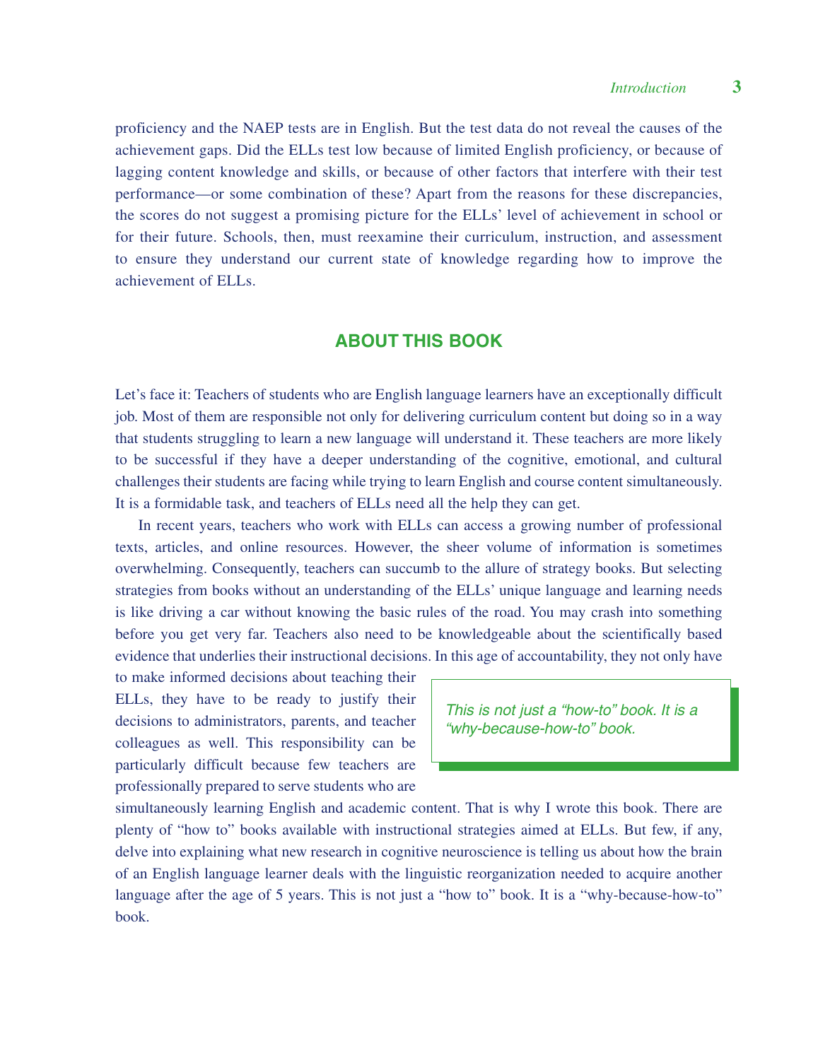proficiency and the NAEP tests are in English. But the test data do not reveal the causes of the achievement gaps. Did the ELLs test low because of limited English proficiency, or because of lagging content knowledge and skills, or because of other factors that interfere with their test performance—or some combination of these? Apart from the reasons for these discrepancies, the scores do not suggest a promising picture for the ELLs' level of achievement in school or for their future. Schools, then, must reexamine their curriculum, instruction, and assessment to ensure they understand our current state of knowledge regarding how to improve the achievement of ELLs.

## ABOUT THIS BOOK

Let's face it: Teachers of students who are English language learners have an exceptionally difficult job. Most of them are responsible not only for delivering curriculum content but doing so in a way that students struggling to learn a new language will understand it. These teachers are more likely to be successful if they have a deeper understanding of the cognitive, emotional, and cultural challenges their students are facing while trying to learn English and course content simultaneously. It is a formidable task, and teachers of ELLs need all the help they can get.

In recent years, teachers who work with ELLs can access a growing number of professional texts, articles, and online resources. However, the sheer volume of information is sometimes overwhelming. Consequently, teachers can succumb to the allure of strategy books. But selecting strategies from books without an understanding of the ELLs' unique language and learning needs is like driving a car without knowing the basic rules of the road. You may crash into something before you get very far. Teachers also need to be knowledgeable about the scientifically based evidence that underlies their instructional decisions. In this age of accountability, they not only have to make informed decisions about teaching their ELLs, they have to be ready to justify their decisions to administrators, parents, and teacher colleagues as well. This responsibility can be particularly difficult because few teachers are professionally prepared to serve students who are simultaneously learning English and academic content. That is why I wrote this book. There are plenty of "how to" books available with instructional strategies aimed at ELLs. But few, if any, delve into explaining what new research in cognitive neuroscience is telling us about how the brain of an English language learner deals with the linguistic reorganization needed to acquire another language after the age of 5 years. This is not just a "how to" book. It is a "why-because-how-to" book.

> *This is not just a "how-to" book. It is a "why-because-how-to" book.*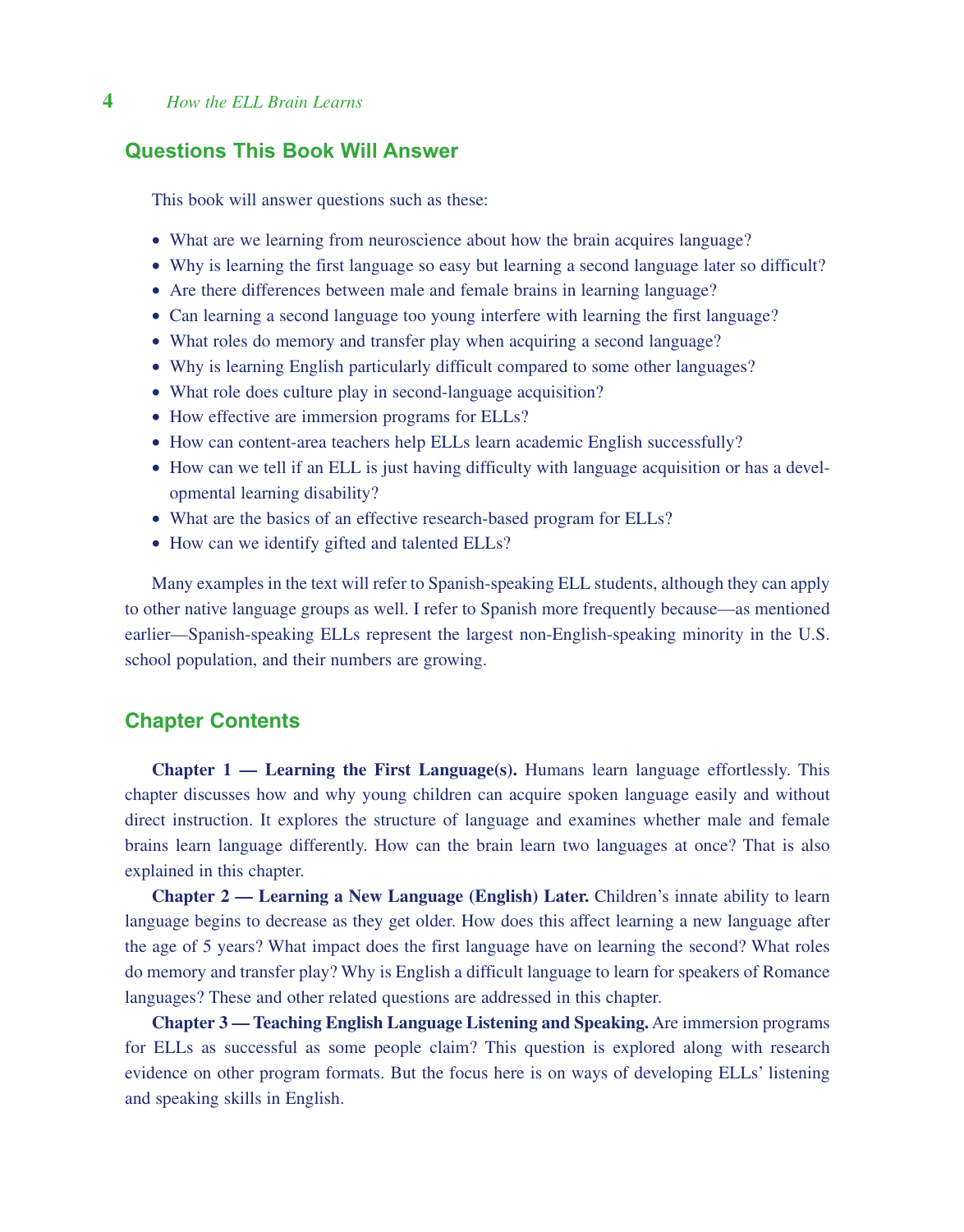## Questions This Book Will Answer

This book will answer questions such as these:

- What are we learning from neuroscience about how the brain acquires language?
- Why is learning the first language so easy but learning a second language later so difficult?
- Are there differences between male and female brains in learning language?
- Can learning a second language too young interfere with learning the first language?
- What roles do memory and transfer play when acquiring a second language?
- Why is learning English particularly difficult compared to some other languages?
- What role does culture play in second-language acquisition?
- How effective are immersion programs for ELLs?
- How can content-area teachers help ELLs learn academic English successfully?
- How can we tell if an ELL is just having difficulty with language acquisition or has a developmental learning disability?
- What are the basics of an effective research-based program for ELLs?
- How can we identify gifted and talented ELLs?

Many examples in the text will refer to Spanish-speaking ELL students, although they can apply to other native language groups as well. I refer to Spanish more frequently because—as mentioned earlier—Spanish-speaking ELLs represent the largest non-English-speaking minority in the U.S. school population, and their numbers are growing.

## Chapter Contents

**Chapter 1 — Learning the First Language(s).** Humans learn language effortlessly. This chapter discusses how and why young children can acquire spoken language easily and without direct instruction. It explores the structure of language and examines whether male and female brains learn language differently. How can the brain learn two languages at once? That is also explained in this chapter.

**Chapter 2 — Learning a New Language (English) Later.** Children's innate ability to learn language begins to decrease as they get older. How does this affect learning a new language after the age of 5 years? What impact does the first language have on learning the second? What roles do memory and transfer play? Why is English a difficult language to learn for speakers of Romance languages? These and other related questions are addressed in this chapter.

**Chapter 3 — Teaching English Language Listening and Speaking.** Are immersion programs for ELLs as successful as some people claim? This question is explored along with research evidence on other program formats. But the focus here is on ways of developing ELLs' listening and speaking skills in English.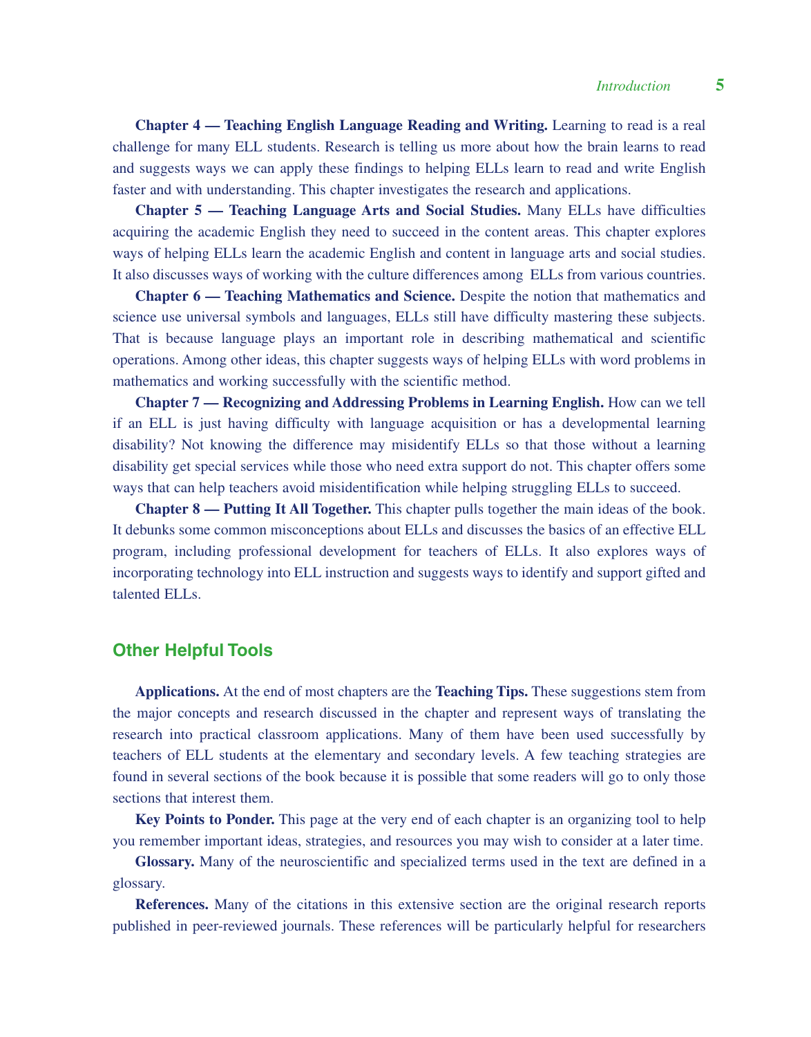**Chapter 4 — Teaching English Language Reading and Writing.** Learning to read is a real challenge for many ELL students. Research is telling us more about how the brain learns to read and suggests ways we can apply these findings to helping ELLs learn to read and write English faster and with understanding. This chapter investigates the research and applications.

**Chapter 5 — Teaching Language Arts and Social Studies.** Many ELLs have difficulties acquiring the academic English they need to succeed in the content areas. This chapter explores ways of helping ELLs learn the academic English and content in language arts and social studies. It also discusses ways of working with the culture differences among ELLs from various countries.

**Chapter 6 — Teaching Mathematics and Science.** Despite the notion that mathematics and science use universal symbols and languages, ELLs still have difficulty mastering these subjects. That is because language plays an important role in describing mathematical and scientific operations. Among other ideas, this chapter suggests ways of helping ELLs with word problems in mathematics and working successfully with the scientific method.

**Chapter 7 — Recognizing and Addressing Problems in Learning English.** How can we tell if an ELL is just having difficulty with language acquisition or has a developmental learning disability? Not knowing the difference may misidentify ELLs so that those without a learning disability get special services while those who need extra support do not. This chapter offers some ways that can help teachers avoid misidentification while helping struggling ELLs to succeed.

**Chapter 8 — Putting It All Together.** This chapter pulls together the main ideas of the book. It debunks some common misconceptions about ELLs and discusses the basics of an effective ELL program, including professional development for teachers of ELLs. It also explores ways of incorporating technology into ELL instruction and suggests ways to identify and support gifted and talented ELLs.

## Other Helpful Tools

**Applications.** At the end of most chapters are the **Teaching Tips.** These suggestions stem from the major concepts and research discussed in the chapter and represent ways of translating the research into practical classroom applications. Many of them have been used successfully by teachers of ELL students at the elementary and secondary levels. A few teaching strategies are found in several sections of the book because it is possible that some readers will go to only those sections that interest them.

**Key Points to Ponder.** This page at the very end of each chapter is an organizing tool to help you remember important ideas, strategies, and resources you may wish to consider at a later time.

**Glossary.** Many of the neuroscientific and specialized terms used in the text are defined in a glossary.

**References.** Many of the citations in this extensive section are the original research reports published in peer-reviewed journals. These references will be particularly helpful for researchers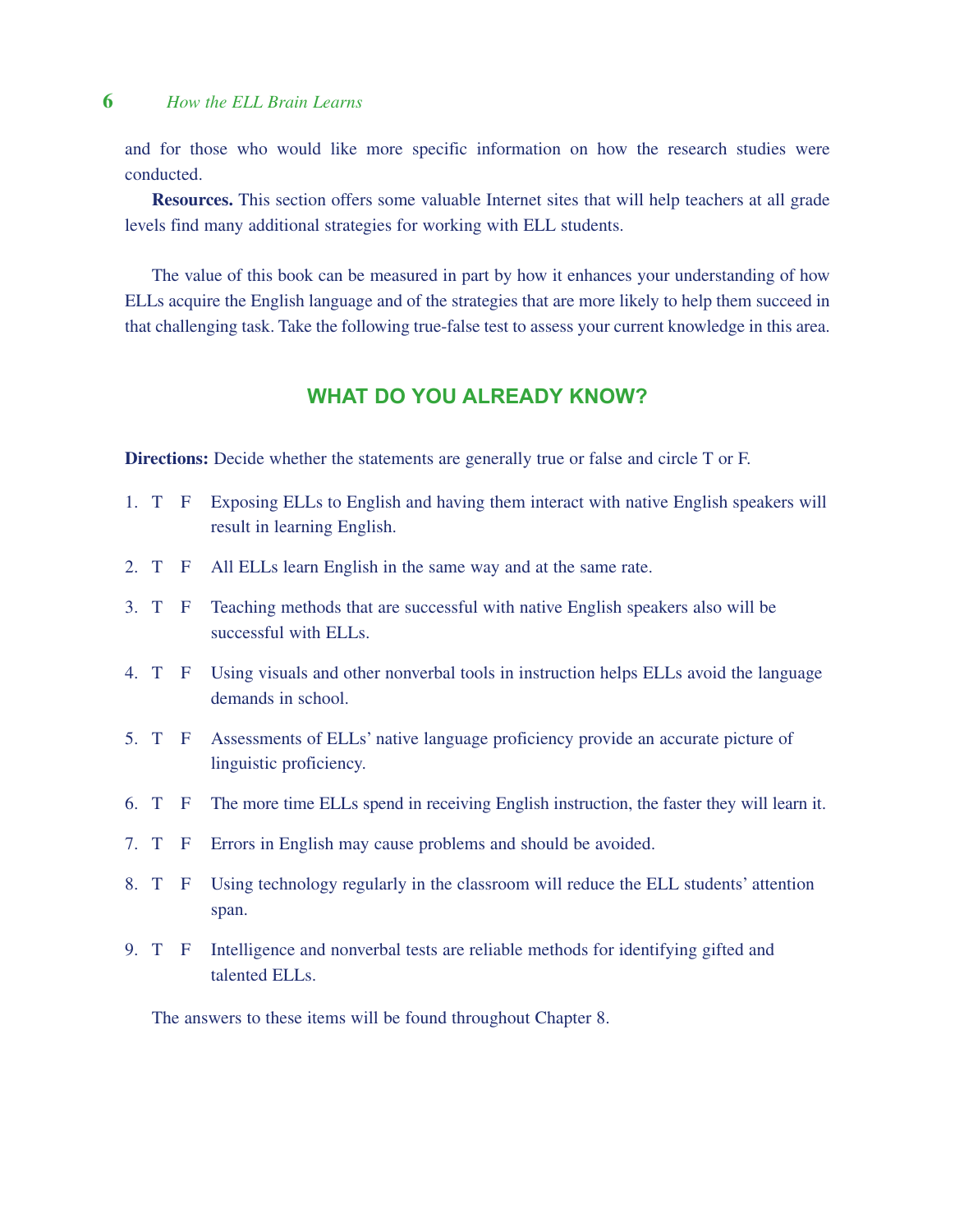and for those who would like more specific information on how the research studies were conducted.

**Resources.** This section offers some valuable Internet sites that will help teachers at all grade levels find many additional strategies for working with ELL students.

The value of this book can be measured in part by how it enhances your understanding of how ELLs acquire the English language and of the strategies that are more likely to help them succeed in that challenging task. Take the following true-false test to assess your current knowledge in this area.

## WHAT DO YOU ALREADY KNOW?

**Directions:** Decide whether the statements are generally true or false and circle T or F.

1. T F Exposing ELLs to English and having them interact with native English speakers will result in learning English.
2. T F All ELLs learn English in the same way and at the same rate.
3. T F Teaching methods that are successful with native English speakers also will be successful with ELLs.
4. T F Using visuals and other nonverbal tools in instruction helps ELLs avoid the language demands in school.
5. T F Assessments of ELLs' native language proficiency provide an accurate picture of linguistic proficiency.
6. T F The more time ELLs spend in receiving English instruction, the faster they will learn it.
7. T F Errors in English may cause problems and should be avoided.
8. T F Using technology regularly in the classroom will reduce the ELL students' attention span.
9. T F Intelligence and nonverbal tests are reliable methods for identifying gifted and talented ELLs.

The answers to these items will be found throughout Chapter 8.